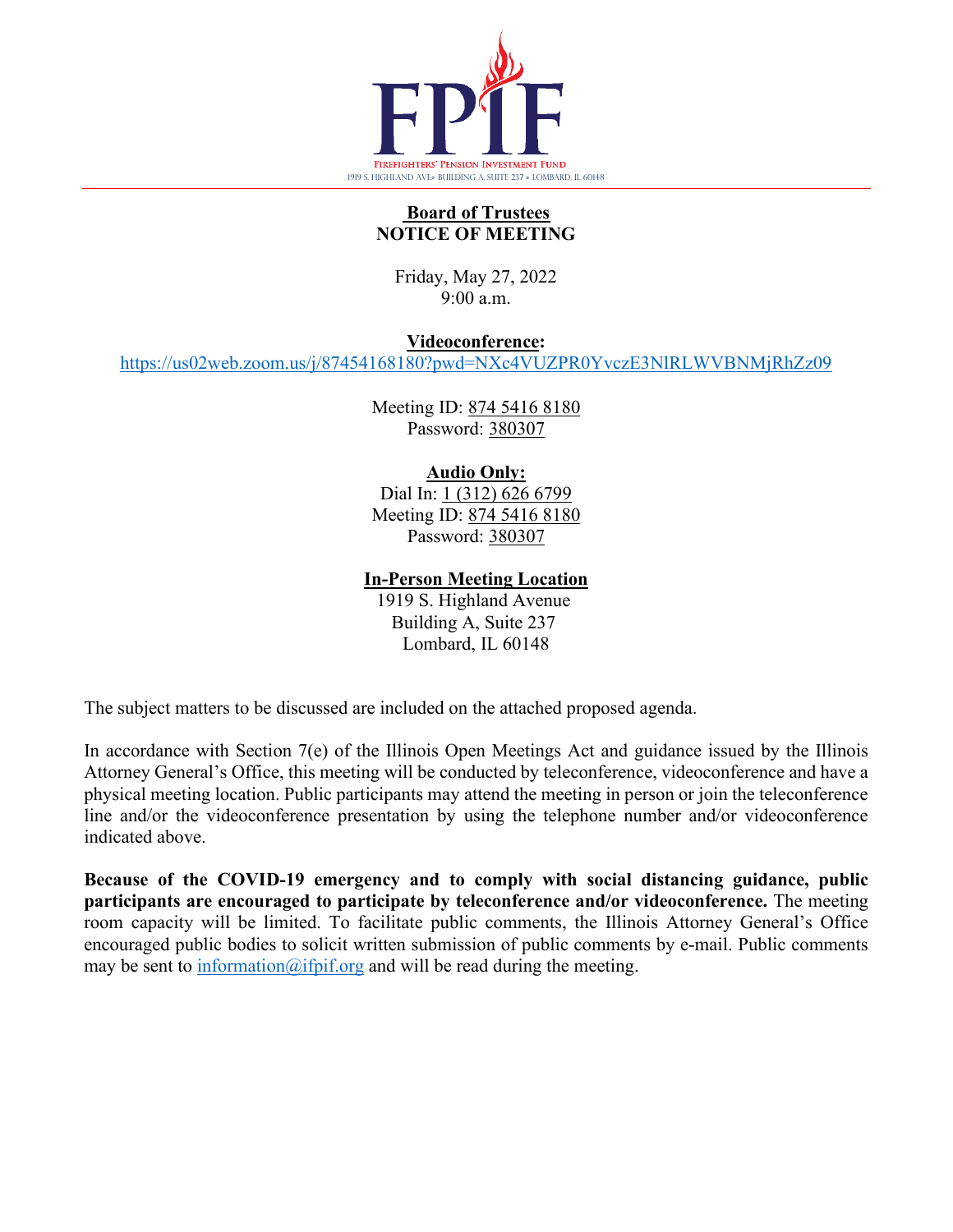# FPIF

FIREFIGHTERS' PENSION INVESTMENT FUND
1919 S. HIGHLAND AVE• BUILDING A, SUITE 237 • LOMBARD, IL 60148

## Board of Trustees
## NOTICE OF MEETING

Friday, May 27, 2022
9:00 a.m.

**Videoconference:**
https://us02web.zoom.us/j/87454168180?pwd=NXc4VUZPR0YvczE3NlRLWVBNMjRhZz09

Meeting ID: 874 5416 8180
Password: 380307

**Audio Only:**
Dial In: 1 (312) 626 6799
Meeting ID: 874 5416 8180
Password: 380307

**In-Person Meeting Location**
1919 S. Highland Avenue
Building A, Suite 237
Lombard, IL 60148

The subject matters to be discussed are included on the attached proposed agenda.

In accordance with Section 7(e) of the Illinois Open Meetings Act and guidance issued by the Illinois Attorney General's Office, this meeting will be conducted by teleconference, videoconference and have a physical meeting location. Public participants may attend the meeting in person or join the teleconference line and/or the videoconference presentation by using the telephone number and/or videoconference indicated above.

**Because of the COVID-19 emergency and to comply with social distancing guidance, public participants are encouraged to participate by teleconference and/or videoconference.** The meeting room capacity will be limited. To facilitate public comments, the Illinois Attorney General's Office encouraged public bodies to solicit written submission of public comments by e-mail. Public comments may be sent to information@ifpif.org and will be read during the meeting.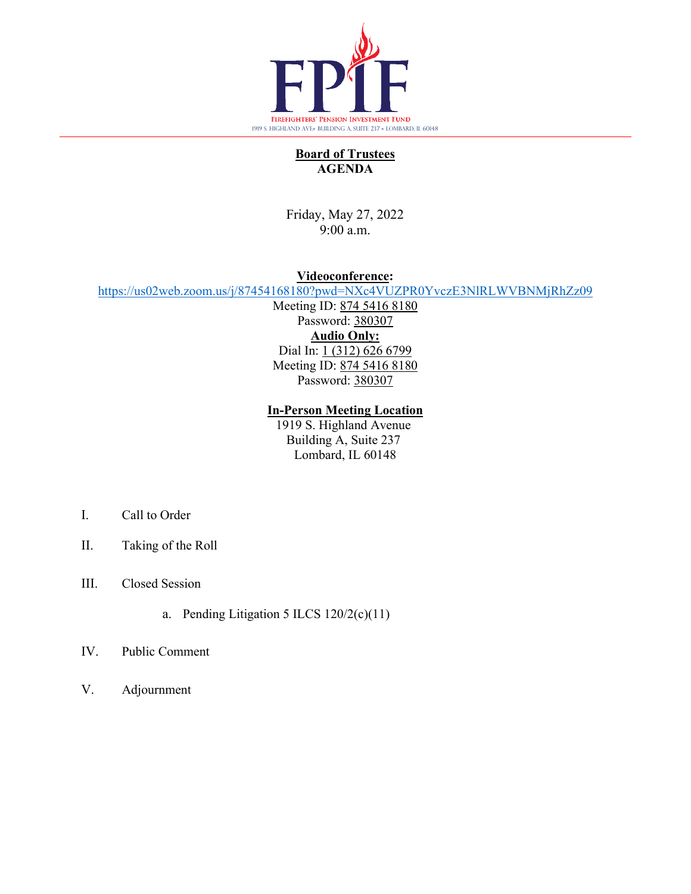**FPIF**

FIREFIGHTERS' PENSION INVESTMENT FUND

1919 S. HIGHLAND AVE• BUILDING A, SUITE 237 • LOMBARD, IL 60148

---

**Board of Trustees**
**AGENDA**

Friday, May 27, 2022
9:00 a.m.

**Videoconference:**
https://us02web.zoom.us/j/87454168180?pwd=NXc4VUZPR0YvczE3NlRLWVBNMjRhZz09
Meeting ID: 874 5416 8180
Password: 380307

**Audio Only:**
Dial In: 1 (312) 626 6799
Meeting ID: 874 5416 8180
Password: 380307

**In-Person Meeting Location**
1919 S. Highland Avenue
Building A, Suite 237
Lombard, IL 60148

I. Call to Order

II. Taking of the Roll

III. Closed Session

   a. Pending Litigation 5 ILCS 120/2(c)(11)

IV. Public Comment

V. Adjournment